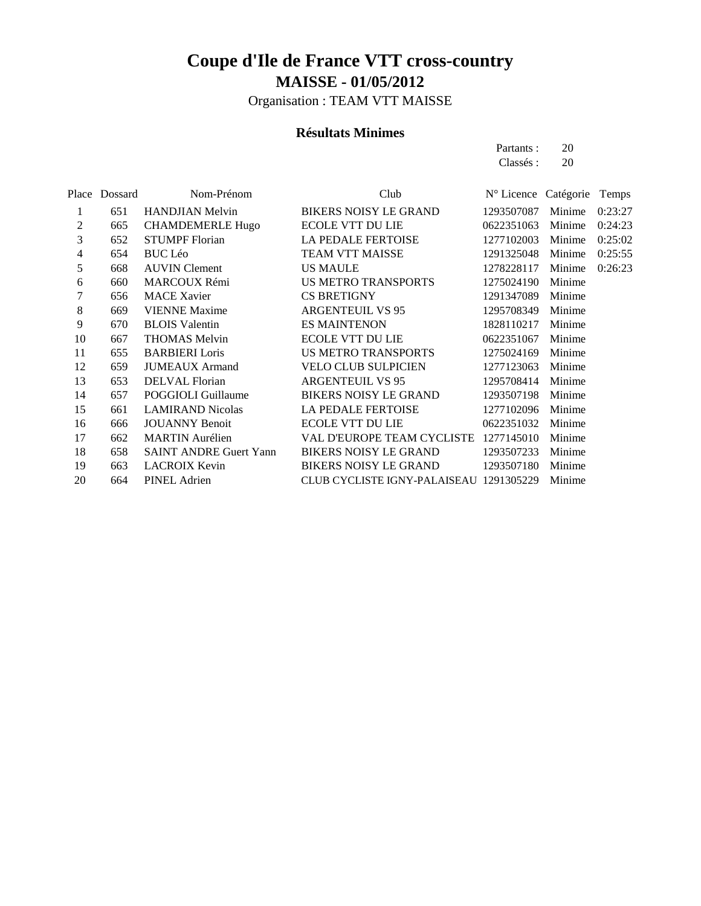# Coupe d'Ile de France VTT cross-country

## MAISSE - 01/05/2012

Organisation : TEAM VTT MAISSE

### Résultats Minimes

Partants : 20
Classés : 20

| Place | Dossard | Nom-Prénom | Club | N° Licence | Catégorie | Temps |
|---|---|---|---|---|---|---|
| 1 | 651 | HANDJIAN Melvin | BIKERS NOISY LE GRAND | 1293507087 | Minime | 0:23:27 |
| 2 | 665 | CHAMDEMERLE Hugo | ECOLE VTT DU LIE | 0622351063 | Minime | 0:24:23 |
| 3 | 652 | STUMPF Florian | LA PEDALE FERTOISE | 1277102003 | Minime | 0:25:02 |
| 4 | 654 | BUC Léo | TEAM VTT MAISSE | 1291325048 | Minime | 0:25:55 |
| 5 | 668 | AUVIN Clement | US MAULE | 1278228117 | Minime | 0:26:23 |
| 6 | 660 | MARCOUX Rémi | US METRO TRANSPORTS | 1275024190 | Minime | |
| 7 | 656 | MACE Xavier | CS BRETIGNY | 1291347089 | Minime | |
| 8 | 669 | VIENNE Maxime | ARGENTEUIL VS 95 | 1295708349 | Minime | |
| 9 | 670 | BLOIS Valentin | ES MAINTENON | 1828110217 | Minime | |
| 10 | 667 | THOMAS Melvin | ECOLE VTT DU LIE | 0622351067 | Minime | |
| 11 | 655 | BARBIERI Loris | US METRO TRANSPORTS | 1275024169 | Minime | |
| 12 | 659 | JUMEAUX Armand | VELO CLUB SULPICIEN | 1277123063 | Minime | |
| 13 | 653 | DELVAL Florian | ARGENTEUIL VS 95 | 1295708414 | Minime | |
| 14 | 657 | POGGIOLI Guillaume | BIKERS NOISY LE GRAND | 1293507198 | Minime | |
| 15 | 661 | LAMIRAND Nicolas | LA PEDALE FERTOISE | 1277102096 | Minime | |
| 16 | 666 | JOUANNY Benoit | ECOLE VTT DU LIE | 0622351032 | Minime | |
| 17 | 662 | MARTIN Aurélien | VAL D'EUROPE TEAM CYCLISTE | 1277145010 | Minime | |
| 18 | 658 | SAINT ANDRE Guert Yann | BIKERS NOISY LE GRAND | 1293507233 | Minime | |
| 19 | 663 | LACROIX Kevin | BIKERS NOISY LE GRAND | 1293507180 | Minime | |
| 20 | 664 | PINEL Adrien | CLUB CYCLISTE IGNY-PALAISEAU | 1291305229 | Minime | |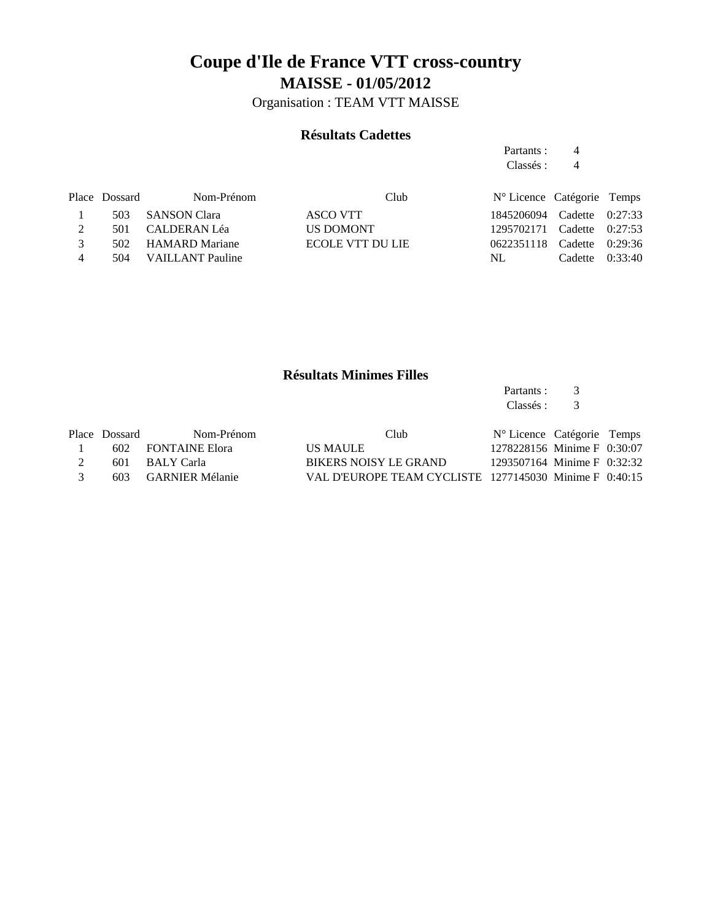# Coupe d'Ile de France VTT cross-country

## MAISSE - 01/05/2012

Organisation : TEAM VTT MAISSE

### Résultats Cadettes

Partants : 4
Classés : 4

| Place | Dossard | Nom-Prénom | Club | N° Licence | Catégorie | Temps |
|---|---|---|---|---|---|---|
| 1 | 503 | SANSON Clara | ASCO VTT | 1845206094 | Cadette | 0:27:33 |
| 2 | 501 | CALDERAN Léa | US DOMONT | 1295702171 | Cadette | 0:27:53 |
| 3 | 502 | HAMARD Mariane | ECOLE VTT DU LIE | 0622351118 | Cadette | 0:29:36 |
| 4 | 504 | VAILLANT Pauline | | NL | Cadette | 0:33:40 |

### Résultats Minimes Filles

Partants : 3
Classés : 3

| Place | Dossard | Nom-Prénom | Club | N° Licence | Catégorie | Temps |
|---|---|---|---|---|---|---|
| 1 | 602 | FONTAINE Elora | US MAULE | 1278228156 | Minime F | 0:30:07 |
| 2 | 601 | BALY Carla | BIKERS NOISY LE GRAND | 1293507164 | Minime F | 0:32:32 |
| 3 | 603 | GARNIER Mélanie | VAL D'EUROPE TEAM CYCLISTE | 1277145030 | Minime F | 0:40:15 |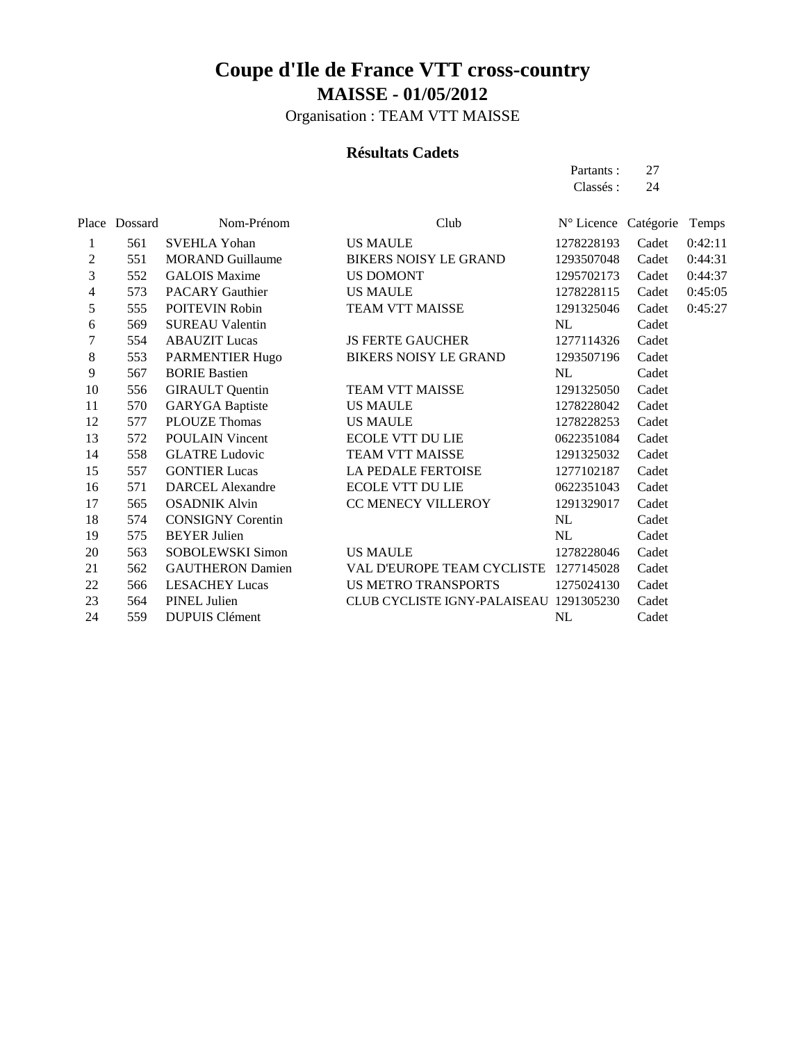# Coupe d'Ile de France VTT cross-country

## MAISSE - 01/05/2012

Organisation : TEAM VTT MAISSE

### Résultats Cadets

Partants : 27
Classés : 24

| Place | Dossard | Nom-Prénom | Club | N° Licence | Catégorie | Temps |
|---|---|---|---|---|---|---|
| 1 | 561 | SVEHLA Yohan | US MAULE | 1278228193 | Cadet | 0:42:11 |
| 2 | 551 | MORAND Guillaume | BIKERS NOISY LE GRAND | 1293507048 | Cadet | 0:44:31 |
| 3 | 552 | GALOIS Maxime | US DOMONT | 1295702173 | Cadet | 0:44:37 |
| 4 | 573 | PACARY Gauthier | US MAULE | 1278228115 | Cadet | 0:45:05 |
| 5 | 555 | POITEVIN Robin | TEAM VTT MAISSE | 1291325046 | Cadet | 0:45:27 |
| 6 | 569 | SUREAU Valentin | | NL | Cadet | |
| 7 | 554 | ABAUZIT Lucas | JS FERTE GAUCHER | 1277114326 | Cadet | |
| 8 | 553 | PARMENTIER Hugo | BIKERS NOISY LE GRAND | 1293507196 | Cadet | |
| 9 | 567 | BORIE Bastien | | NL | Cadet | |
| 10 | 556 | GIRAULT Quentin | TEAM VTT MAISSE | 1291325050 | Cadet | |
| 11 | 570 | GARYGA Baptiste | US MAULE | 1278228042 | Cadet | |
| 12 | 577 | PLOUZE Thomas | US MAULE | 1278228253 | Cadet | |
| 13 | 572 | POULAIN Vincent | ECOLE VTT DU LIE | 0622351084 | Cadet | |
| 14 | 558 | GLATRE Ludovic | TEAM VTT MAISSE | 1291325032 | Cadet | |
| 15 | 557 | GONTIER Lucas | LA PEDALE FERTOISE | 1277102187 | Cadet | |
| 16 | 571 | DARCEL Alexandre | ECOLE VTT DU LIE | 0622351043 | Cadet | |
| 17 | 565 | OSADNIK Alvin | CC MENECY VILLEROY | 1291329017 | Cadet | |
| 18 | 574 | CONSIGNY Corentin | | NL | Cadet | |
| 19 | 575 | BEYER Julien | | NL | Cadet | |
| 20 | 563 | SOBOLEWSKI Simon | US MAULE | 1278228046 | Cadet | |
| 21 | 562 | GAUTHERON Damien | VAL D'EUROPE TEAM CYCLISTE | 1277145028 | Cadet | |
| 22 | 566 | LESACHEY Lucas | US METRO TRANSPORTS | 1275024130 | Cadet | |
| 23 | 564 | PINEL Julien | CLUB CYCLISTE IGNY-PALAISEAU | 1291305230 | Cadet | |
| 24 | 559 | DUPUIS Clément | | NL | Cadet | |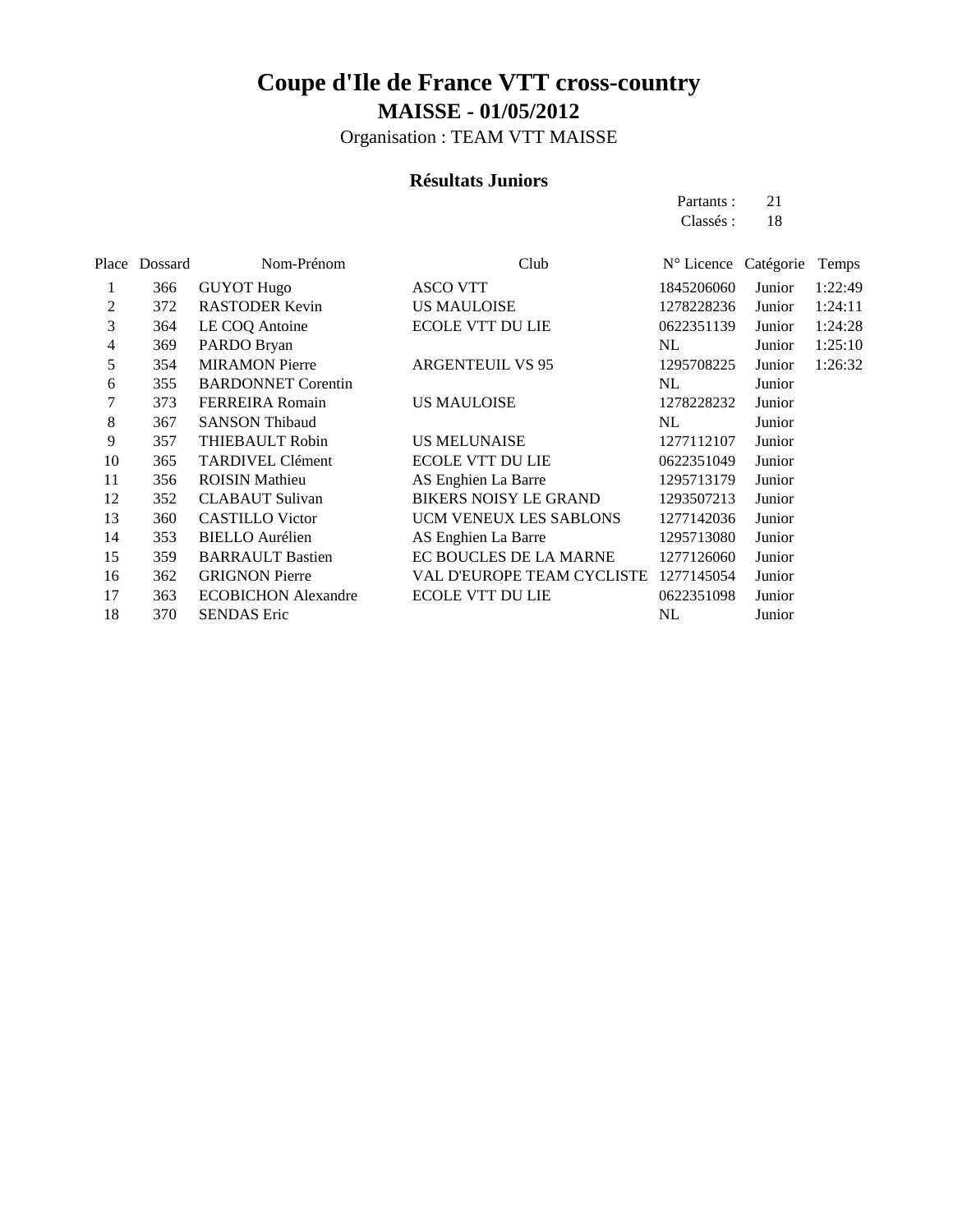# Coupe d'Ile de France VTT cross-country

## MAISSE - 01/05/2012

Organisation : TEAM VTT MAISSE

### Résultats Juniors

Partants : 21
Classés : 18

| Place | Dossard | Nom-Prénom | Club | N° Licence | Catégorie | Temps |
|---|---|---|---|---|---|---|
| 1 | 366 | GUYOT Hugo | ASCO VTT | 1845206060 | Junior | 1:22:49 |
| 2 | 372 | RASTODER Kevin | US MAULOISE | 1278228236 | Junior | 1:24:11 |
| 3 | 364 | LE COQ Antoine | ECOLE VTT DU LIE | 0622351139 | Junior | 1:24:28 |
| 4 | 369 | PARDO Bryan | | NL | Junior | 1:25:10 |
| 5 | 354 | MIRAMON Pierre | ARGENTEUIL VS 95 | 1295708225 | Junior | 1:26:32 |
| 6 | 355 | BARDONNET Corentin | | NL | Junior | |
| 7 | 373 | FERREIRA Romain | US MAULOISE | 1278228232 | Junior | |
| 8 | 367 | SANSON Thibaud | | NL | Junior | |
| 9 | 357 | THIEBAULT Robin | US MELUNAISE | 1277112107 | Junior | |
| 10 | 365 | TARDIVEL Clément | ECOLE VTT DU LIE | 0622351049 | Junior | |
| 11 | 356 | ROISIN Mathieu | AS Enghien La Barre | 1295713179 | Junior | |
| 12 | 352 | CLABAUT Sulivan | BIKERS NOISY LE GRAND | 1293507213 | Junior | |
| 13 | 360 | CASTILLO Victor | UCM VENEUX LES SABLONS | 1277142036 | Junior | |
| 14 | 353 | BIELLO Aurélien | AS Enghien La Barre | 1295713080 | Junior | |
| 15 | 359 | BARRAULT Bastien | EC BOUCLES DE LA MARNE | 1277126060 | Junior | |
| 16 | 362 | GRIGNON Pierre | VAL D'EUROPE TEAM CYCLISTE | 1277145054 | Junior | |
| 17 | 363 | ECOBICHON Alexandre | ECOLE VTT DU LIE | 0622351098 | Junior | |
| 18 | 370 | SENDAS Eric | | NL | Junior | |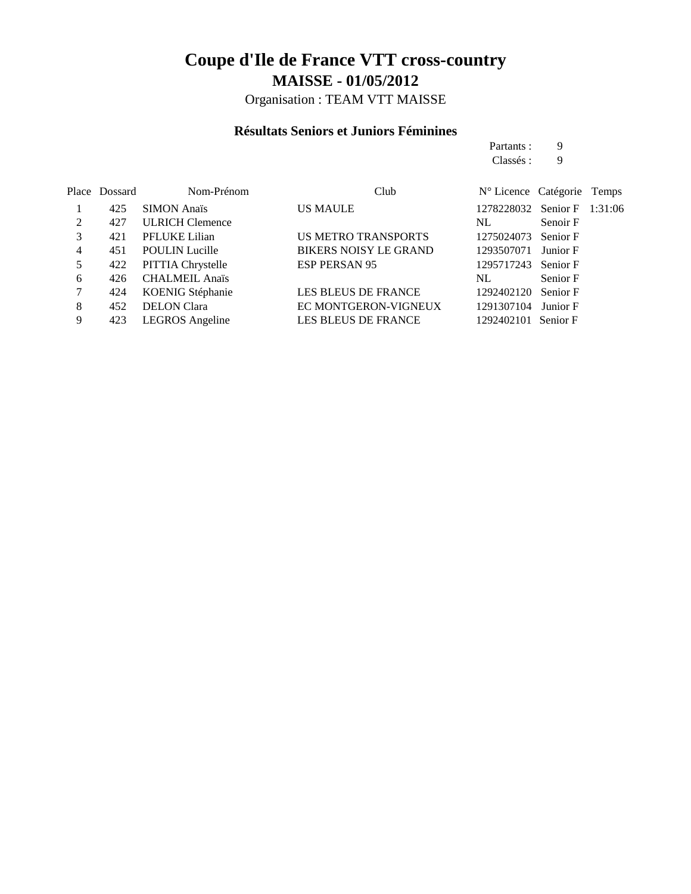# Coupe d'Ile de France VTT cross-country

## MAISSE - 01/05/2012

Organisation : TEAM VTT MAISSE

### Résultats Seniors et Juniors Féminines

Partants : 9
Classés : 9

| Place | Dossard | Nom-Prénom | Club | N° Licence | Catégorie | Temps |
|---|---|---|---|---|---|---|
| 1 | 425 | SIMON Anaïs | US MAULE | 1278228032 | Senior F | 1:31:06 |
| 2 | 427 | ULRICH Clemence | | NL | Senoir F | |
| 3 | 421 | PFLUKE Lilian | US METRO TRANSPORTS | 1275024073 | Senior F | |
| 4 | 451 | POULIN Lucille | BIKERS NOISY LE GRAND | 1293507071 | Junior F | |
| 5 | 422 | PITTIA Chrystelle | ESP PERSAN 95 | 1295717243 | Senior F | |
| 6 | 426 | CHALMEIL Anaïs | | NL | Senior F | |
| 7 | 424 | KOENIG Stéphanie | LES BLEUS DE FRANCE | 1292402120 | Senior F | |
| 8 | 452 | DELON Clara | EC MONTGERON-VIGNEUX | 1291307104 | Junior F | |
| 9 | 423 | LEGROS Angeline | LES BLEUS DE FRANCE | 1292402101 | Senior F | |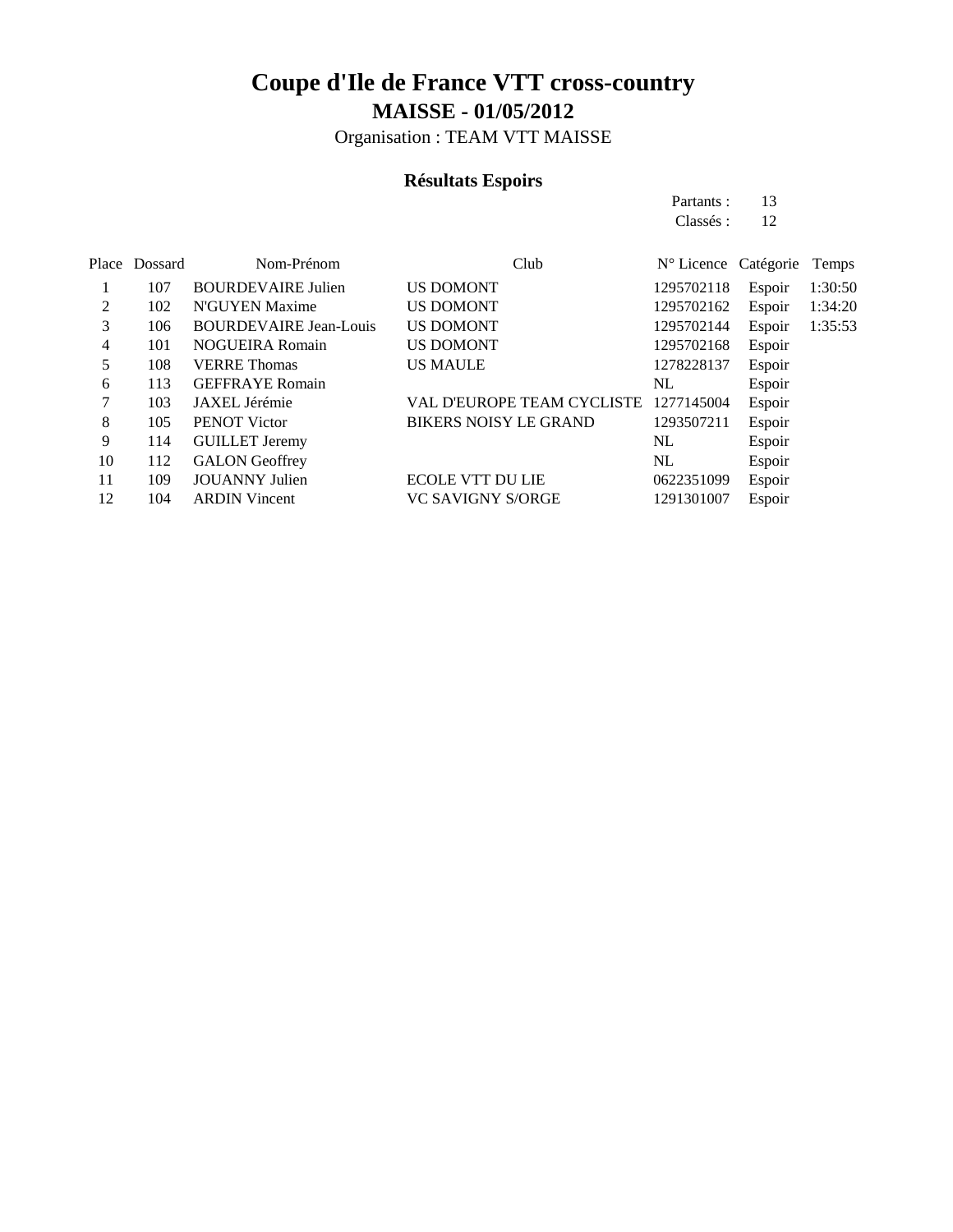# Coupe d'Ile de France VTT cross-country

## MAISSE - 01/05/2012

Organisation : TEAM VTT MAISSE

### Résultats Espoirs

Partants : 13
Classés : 12

| Place | Dossard | Nom-Prénom | Club | N° Licence | Catégorie | Temps |
|---|---|---|---|---|---|---|
| 1 | 107 | BOURDEVAIRE Julien | US DOMONT | 1295702118 | Espoir | 1:30:50 |
| 2 | 102 | N'GUYEN Maxime | US DOMONT | 1295702162 | Espoir | 1:34:20 |
| 3 | 106 | BOURDEVAIRE Jean-Louis | US DOMONT | 1295702144 | Espoir | 1:35:53 |
| 4 | 101 | NOGUEIRA Romain | US DOMONT | 1295702168 | Espoir | |
| 5 | 108 | VERRE Thomas | US MAULE | 1278228137 | Espoir | |
| 6 | 113 | GEFFRAYE Romain | | NL | Espoir | |
| 7 | 103 | JAXEL Jérémie | VAL D'EUROPE TEAM CYCLISTE | 1277145004 | Espoir | |
| 8 | 105 | PENOT Victor | BIKERS NOISY LE GRAND | 1293507211 | Espoir | |
| 9 | 114 | GUILLET Jeremy | | NL | Espoir | |
| 10 | 112 | GALON Geoffrey | | NL | Espoir | |
| 11 | 109 | JOUANNY Julien | ECOLE VTT DU LIE | 0622351099 | Espoir | |
| 12 | 104 | ARDIN Vincent | VC SAVIGNY S/ORGE | 1291301007 | Espoir | |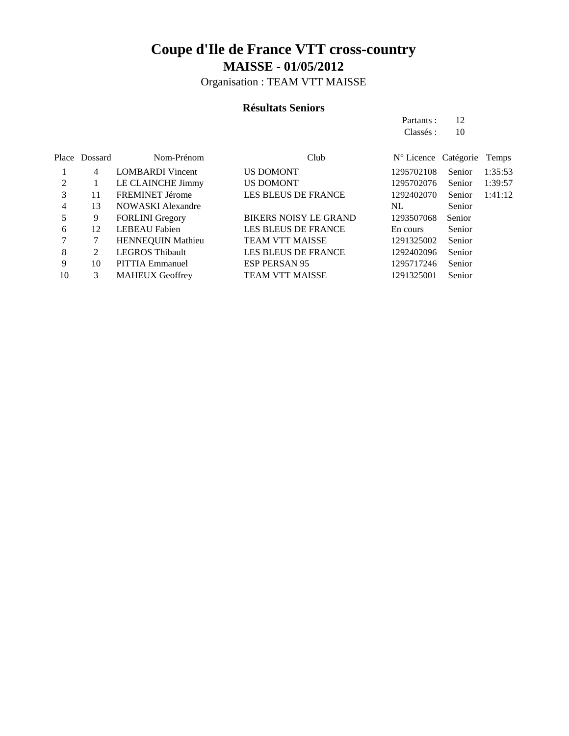# Coupe d'Ile de France VTT cross-country

## MAISSE - 01/05/2012

Organisation : TEAM VTT MAISSE

### Résultats Seniors

Partants : 12
Classés : 10

| Place | Dossard | Nom-Prénom | Club | N° Licence | Catégorie | Temps |
|---|---|---|---|---|---|---|
| 1 | 4 | LOMBARDI Vincent | US DOMONT | 1295702108 | Senior | 1:35:53 |
| 2 | 1 | LE CLAINCHE Jimmy | US DOMONT | 1295702076 | Senior | 1:39:57 |
| 3 | 11 | FREMINET Jérome | LES BLEUS DE FRANCE | 1292402070 | Senior | 1:41:12 |
| 4 | 13 | NOWASKI Alexandre | | NL | Senior | |
| 5 | 9 | FORLINI Gregory | BIKERS NOISY LE GRAND | 1293507068 | Senior | |
| 6 | 12 | LEBEAU Fabien | LES BLEUS DE FRANCE | En cours | Senior | |
| 7 | 7 | HENNEQUIN Mathieu | TEAM VTT MAISSE | 1291325002 | Senior | |
| 8 | 2 | LEGROS Thibault | LES BLEUS DE FRANCE | 1292402096 | Senior | |
| 9 | 10 | PITTIA Emmanuel | ESP PERSAN 95 | 1295717246 | Senior | |
| 10 | 3 | MAHEUX Geoffrey | TEAM VTT MAISSE | 1291325001 | Senior | |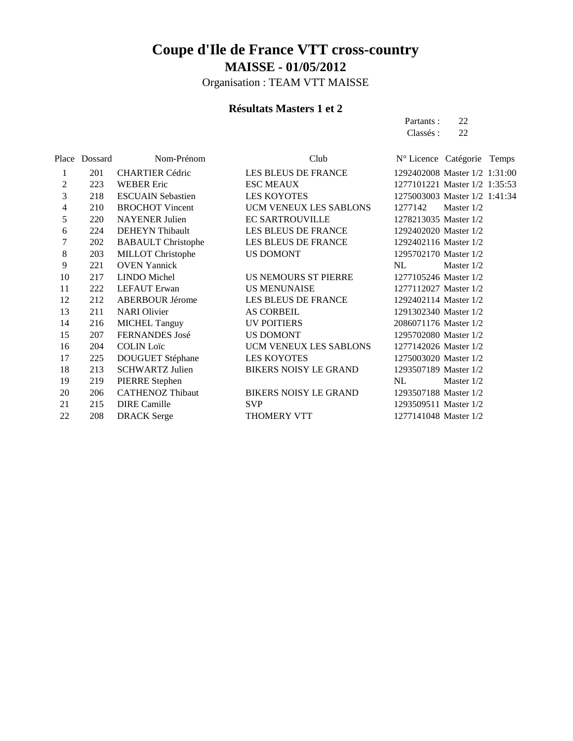# Coupe d'Ile de France VTT cross-country

## MAISSE - 01/05/2012

Organisation : TEAM VTT MAISSE

### Résultats Masters 1 et 2

Partants : 22
Classés : 22

| Place | Dossard | Nom-Prénom | Club | N° Licence | Catégorie | Temps |
|---|---|---|---|---|---|---|
| 1 | 201 | CHARTIER Cédric | LES BLEUS DE FRANCE | 1292402008 | Master 1/2 | 1:31:00 |
| 2 | 223 | WEBER Eric | ESC MEAUX | 1277101221 | Master 1/2 | 1:35:53 |
| 3 | 218 | ESCUAIN Sebastien | LES KOYOTES | 1275003003 | Master 1/2 | 1:41:34 |
| 4 | 210 | BROCHOT Vincent | UCM VENEUX LES SABLONS | 1277142 | Master 1/2 | |
| 5 | 220 | NAYENER Julien | EC SARTROUVILLE | 1278213035 | Master 1/2 | |
| 6 | 224 | DEHEYN Thibault | LES BLEUS DE FRANCE | 1292402020 | Master 1/2 | |
| 7 | 202 | BABAULT Christophe | LES BLEUS DE FRANCE | 1292402116 | Master 1/2 | |
| 8 | 203 | MILLOT Christophe | US DOMONT | 1295702170 | Master 1/2 | |
| 9 | 221 | OVEN Yannick | | NL | Master 1/2 | |
| 10 | 217 | LINDO Michel | US NEMOURS ST PIERRE | 1277105246 | Master 1/2 | |
| 11 | 222 | LEFAUT Erwan | US MENUNAISE | 1277112027 | Master 1/2 | |
| 12 | 212 | ABERBOUR Jérome | LES BLEUS DE FRANCE | 1292402114 | Master 1/2 | |
| 13 | 211 | NARI Olivier | AS CORBEIL | 1291302340 | Master 1/2 | |
| 14 | 216 | MICHEL Tanguy | UV POITIERS | 2086071176 | Master 1/2 | |
| 15 | 207 | FERNANDES José | US DOMONT | 1295702080 | Master 1/2 | |
| 16 | 204 | COLIN Loïc | UCM VENEUX LES SABLONS | 1277142026 | Master 1/2 | |
| 17 | 225 | DOUGUET Stéphane | LES KOYOTES | 1275003020 | Master 1/2 | |
| 18 | 213 | SCHWARTZ Julien | BIKERS NOISY LE GRAND | 1293507189 | Master 1/2 | |
| 19 | 219 | PIERRE Stephen | | NL | Master 1/2 | |
| 20 | 206 | CATHENOZ Thibaut | BIKERS NOISY LE GRAND | 1293507188 | Master 1/2 | |
| 21 | 215 | DIRE Camille | SVP | 1293509511 | Master 1/2 | |
| 22 | 208 | DRACK Serge | THOMERY VTT | 1277141048 | Master 1/2 | |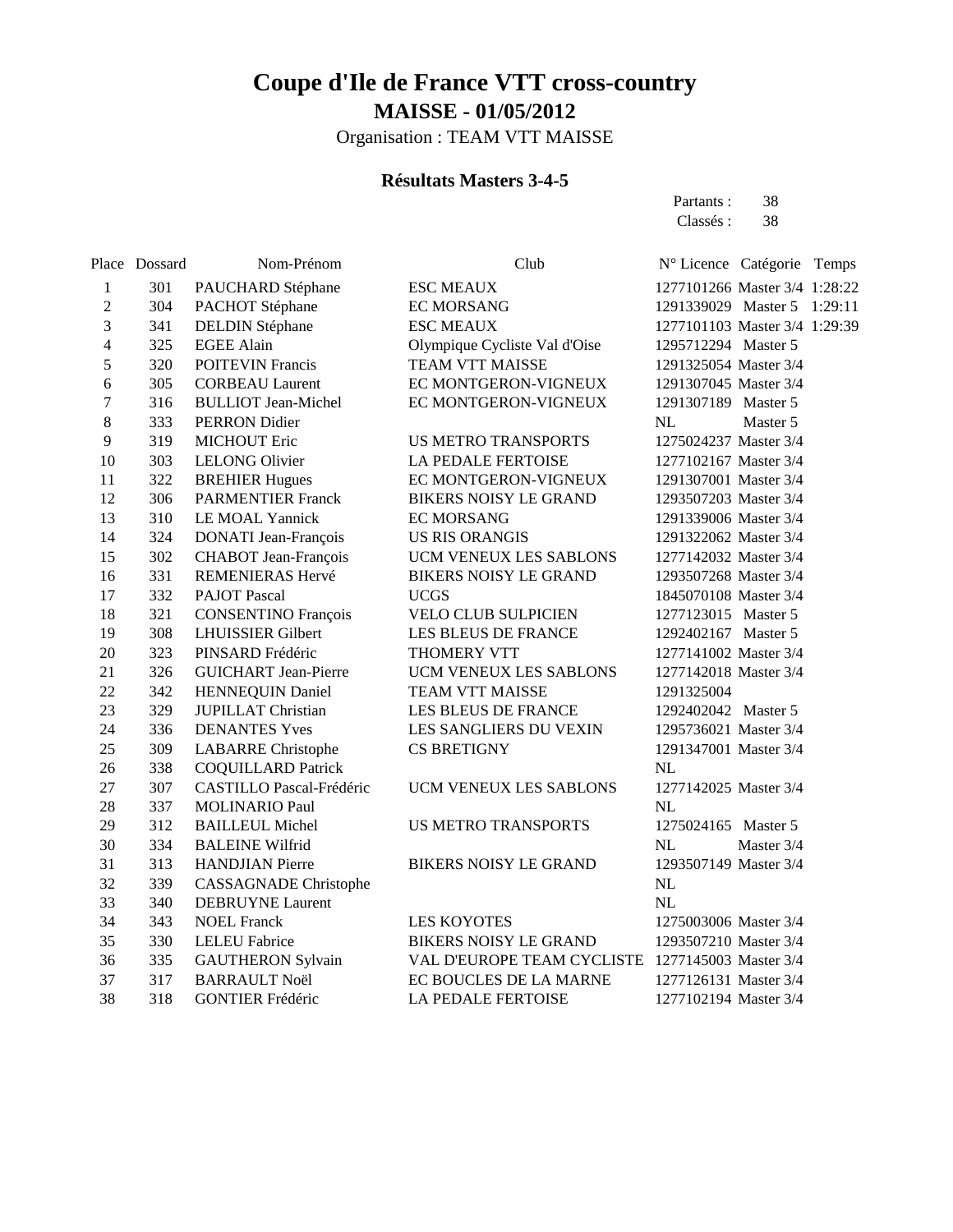# Coupe d'Ile de France VTT cross-country

## MAISSE - 01/05/2012

Organisation : TEAM VTT MAISSE

### Résultats Masters 3-4-5

Partants : 38
Classés : 38

| Place | Dossard | Nom-Prénom | Club | N° Licence | Catégorie | Temps |
|---|---|---|---|---|---|---|
| 1 | 301 | PAUCHARD Stéphane | ESC MEAUX | 1277101266 | Master 3/4 | 1:28:22 |
| 2 | 304 | PACHOT Stéphane | EC MORSANG | 1291339029 | Master 5 | 1:29:11 |
| 3 | 341 | DELDIN Stéphane | ESC MEAUX | 1277101103 | Master 3/4 | 1:29:39 |
| 4 | 325 | EGEE Alain | Olympique Cycliste Val d'Oise | 1295712294 | Master 5 | |
| 5 | 320 | POITEVIN Francis | TEAM VTT MAISSE | 1291325054 | Master 3/4 | |
| 6 | 305 | CORBEAU Laurent | EC MONTGERON-VIGNEUX | 1291307045 | Master 3/4 | |
| 7 | 316 | BULLIOT Jean-Michel | EC MONTGERON-VIGNEUX | 1291307189 | Master 5 | |
| 8 | 333 | PERRON Didier | | NL | Master 5 | |
| 9 | 319 | MICHOUT Eric | US METRO TRANSPORTS | 1275024237 | Master 3/4 | |
| 10 | 303 | LELONG Olivier | LA PEDALE FERTOISE | 1277102167 | Master 3/4 | |
| 11 | 322 | BREHIER Hugues | EC MONTGERON-VIGNEUX | 1291307001 | Master 3/4 | |
| 12 | 306 | PARMENTIER Franck | BIKERS NOISY LE GRAND | 1293507203 | Master 3/4 | |
| 13 | 310 | LE MOAL Yannick | EC MORSANG | 1291339006 | Master 3/4 | |
| 14 | 324 | DONATI Jean-François | US RIS ORANGIS | 1291322062 | Master 3/4 | |
| 15 | 302 | CHABOT Jean-François | UCM VENEUX LES SABLONS | 1277142032 | Master 3/4 | |
| 16 | 331 | REMENIERAS Hervé | BIKERS NOISY LE GRAND | 1293507268 | Master 3/4 | |
| 17 | 332 | PAJOT Pascal | UCGS | 1845070108 | Master 3/4 | |
| 18 | 321 | CONSENTINO François | VELO CLUB SULPICIEN | 1277123015 | Master 5 | |
| 19 | 308 | LHUISSIER Gilbert | LES BLEUS DE FRANCE | 1292402167 | Master 5 | |
| 20 | 323 | PINSARD Frédéric | THOMERY VTT | 1277141002 | Master 3/4 | |
| 21 | 326 | GUICHART Jean-Pierre | UCM VENEUX LES SABLONS | 1277142018 | Master 3/4 | |
| 22 | 342 | HENNEQUIN Daniel | TEAM VTT MAISSE | 1291325004 | | |
| 23 | 329 | JUPILLAT Christian | LES BLEUS DE FRANCE | 1292402042 | Master 5 | |
| 24 | 336 | DENANTES Yves | LES SANGLIERS DU VEXIN | 1295736021 | Master 3/4 | |
| 25 | 309 | LABARRE Christophe | CS BRETIGNY | 1291347001 | Master 3/4 | |
| 26 | 338 | COQUILLARD Patrick | | NL | | |
| 27 | 307 | CASTILLO Pascal-Frédéric | UCM VENEUX LES SABLONS | 1277142025 | Master 3/4 | |
| 28 | 337 | MOLINARIO Paul | | NL | | |
| 29 | 312 | BAILLEUL Michel | US METRO TRANSPORTS | 1275024165 | Master 5 | |
| 30 | 334 | BALEINE Wilfrid | | NL | Master 3/4 | |
| 31 | 313 | HANDJIAN Pierre | BIKERS NOISY LE GRAND | 1293507149 | Master 3/4 | |
| 32 | 339 | CASSAGNADE Christophe | | NL | | |
| 33 | 340 | DEBRUYNE Laurent | | NL | | |
| 34 | 343 | NOEL Franck | LES KOYOTES | 1275003006 | Master 3/4 | |
| 35 | 330 | LELEU Fabrice | BIKERS NOISY LE GRAND | 1293507210 | Master 3/4 | |
| 36 | 335 | GAUTHERON Sylvain | VAL D'EUROPE TEAM CYCLISTE | 1277145003 | Master 3/4 | |
| 37 | 317 | BARRAULT Noël | EC BOUCLES DE LA MARNE | 1277126131 | Master 3/4 | |
| 38 | 318 | GONTIER Frédéric | LA PEDALE FERTOISE | 1277102194 | Master 3/4 | |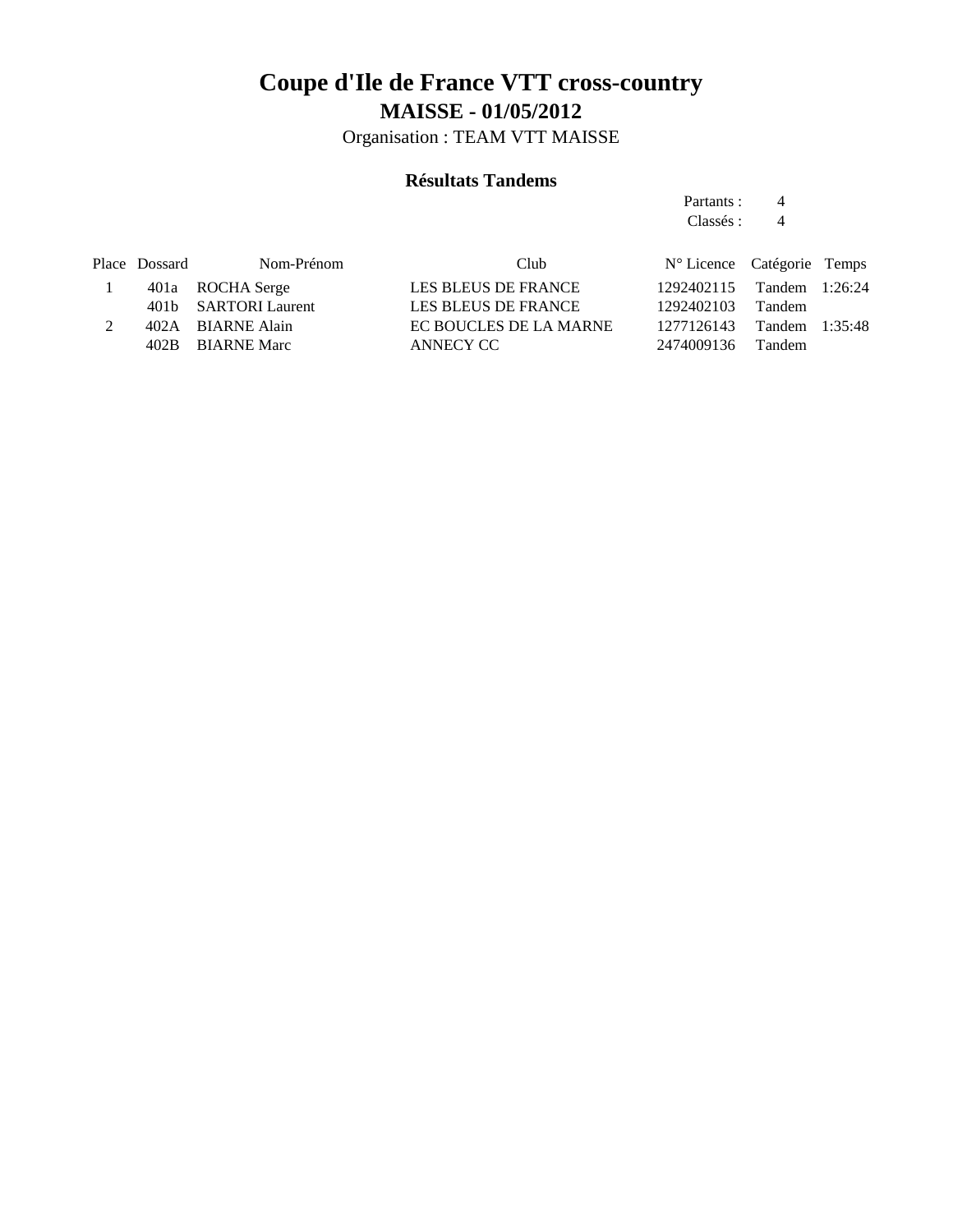# Coupe d'Ile de France VTT cross-country

## MAISSE - 01/05/2012

Organisation : TEAM VTT MAISSE

### Résultats Tandems

Partants : 4
Classés : 4

| Place | Dossard | Nom-Prénom | Club | N° Licence | Catégorie | Temps |
|---|---|---|---|---|---|---|
| 1 | 401a | ROCHA Serge | LES BLEUS DE FRANCE | 1292402115 | Tandem | 1:26:24 |
| | 401b | SARTORI Laurent | LES BLEUS DE FRANCE | 1292402103 | Tandem | |
| 2 | 402A | BIARNE Alain | EC BOUCLES DE LA MARNE | 1277126143 | Tandem | 1:35:48 |
| | 402B | BIARNE Marc | ANNECY CC | 2474009136 | Tandem | |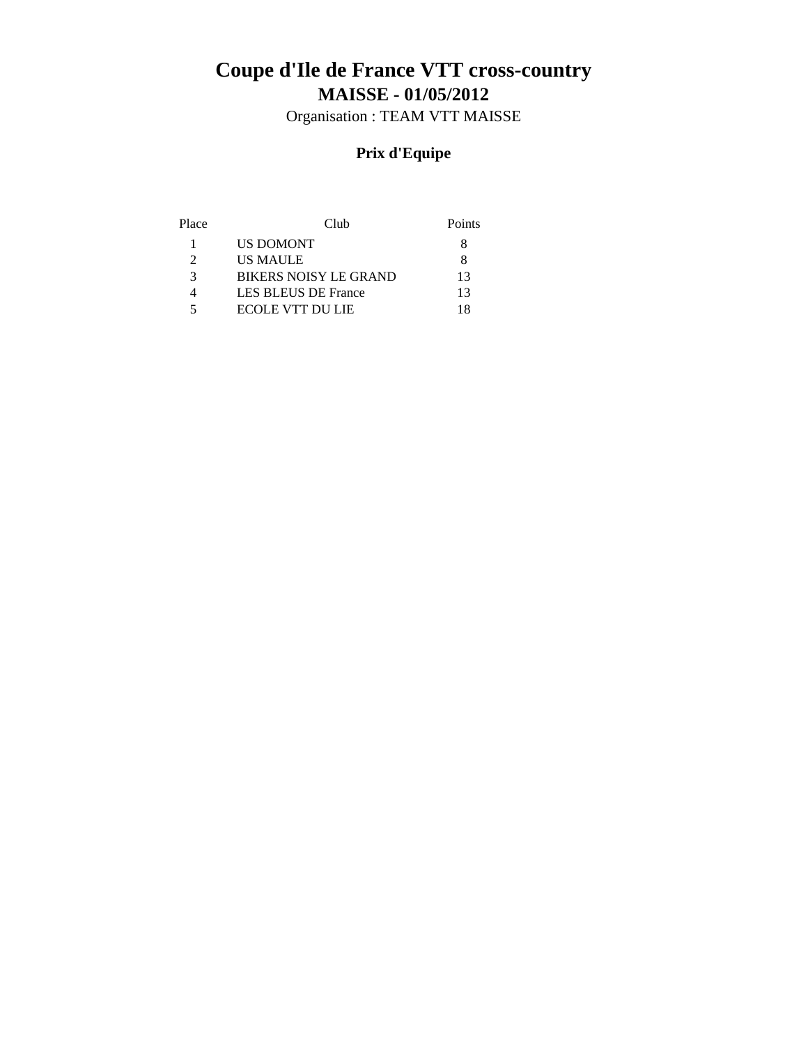# Coupe d'Ile de France VTT cross-country

## MAISSE - 01/05/2012

Organisation : TEAM VTT MAISSE

### Prix d'Equipe

| Place | Club | Points |
|---|---|---|
| 1 | US DOMONT | 8 |
| 2 | US MAULE | 8 |
| 3 | BIKERS NOISY LE GRAND | 13 |
| 4 | LES BLEUS DE France | 13 |
| 5 | ECOLE VTT DU LIE | 18 |